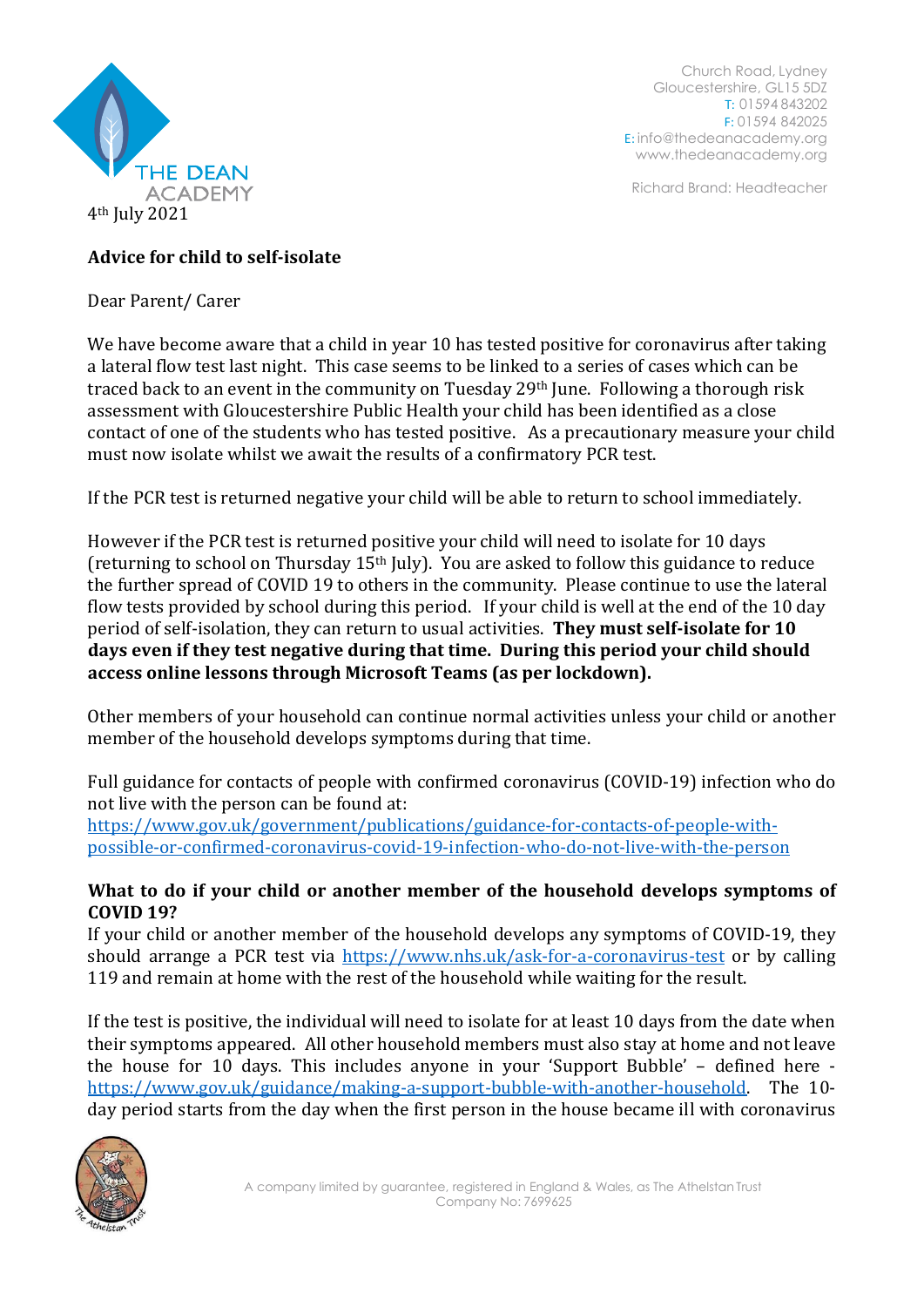THE DEAN ACADEMY

Church Road, Lydney
Gloucestershire, GL15 5DZ
T: 01594 843202
F: 01594 842025
E: info@thedeanacademy.org
www.thedeanacademy.org

Richard Brand: Headteacher

4th July 2021

**Advice for child to self-isolate**

Dear Parent/ Carer

We have become aware that a child in year 10 has tested positive for coronavirus after taking a lateral flow test last night. This case seems to be linked to a series of cases which can be traced back to an event in the community on Tuesday 29th June. Following a thorough risk assessment with Gloucestershire Public Health your child has been identified as a close contact of one of the students who has tested positive. As a precautionary measure your child must now isolate whilst we await the results of a confirmatory PCR test.

If the PCR test is returned negative your child will be able to return to school immediately.

However if the PCR test is returned positive your child will need to isolate for 10 days (returning to school on Thursday 15th July). You are asked to follow this guidance to reduce the further spread of COVID 19 to others in the community. Please continue to use the lateral flow tests provided by school during this period. If your child is well at the end of the 10 day period of self-isolation, they can return to usual activities. **They must self-isolate for 10 days even if they test negative during that time. During this period your child should access online lessons through Microsoft Teams (as per lockdown).**

Other members of your household can continue normal activities unless your child or another member of the household develops symptoms during that time.

Full guidance for contacts of people with confirmed coronavirus (COVID-19) infection who do not live with the person can be found at:
https://www.gov.uk/government/publications/guidance-for-contacts-of-people-with-possible-or-confirmed-coronavirus-covid-19-infection-who-do-not-live-with-the-person

**What to do if your child or another member of the household develops symptoms of COVID 19?**

If your child or another member of the household develops any symptoms of COVID-19, they should arrange a PCR test via https://www.nhs.uk/ask-for-a-coronavirus-test or by calling 119 and remain at home with the rest of the household while waiting for the result.

If the test is positive, the individual will need to isolate for at least 10 days from the date when their symptoms appeared. All other household members must also stay at home and not leave the house for 10 days. This includes anyone in your 'Support Bubble' – defined here - https://www.gov.uk/guidance/making-a-support-bubble-with-another-household. The 10-day period starts from the day when the first person in the house became ill with coronavirus

A company limited by guarantee, registered in England & Wales, as The Athelstan Trust
Company No: 7699625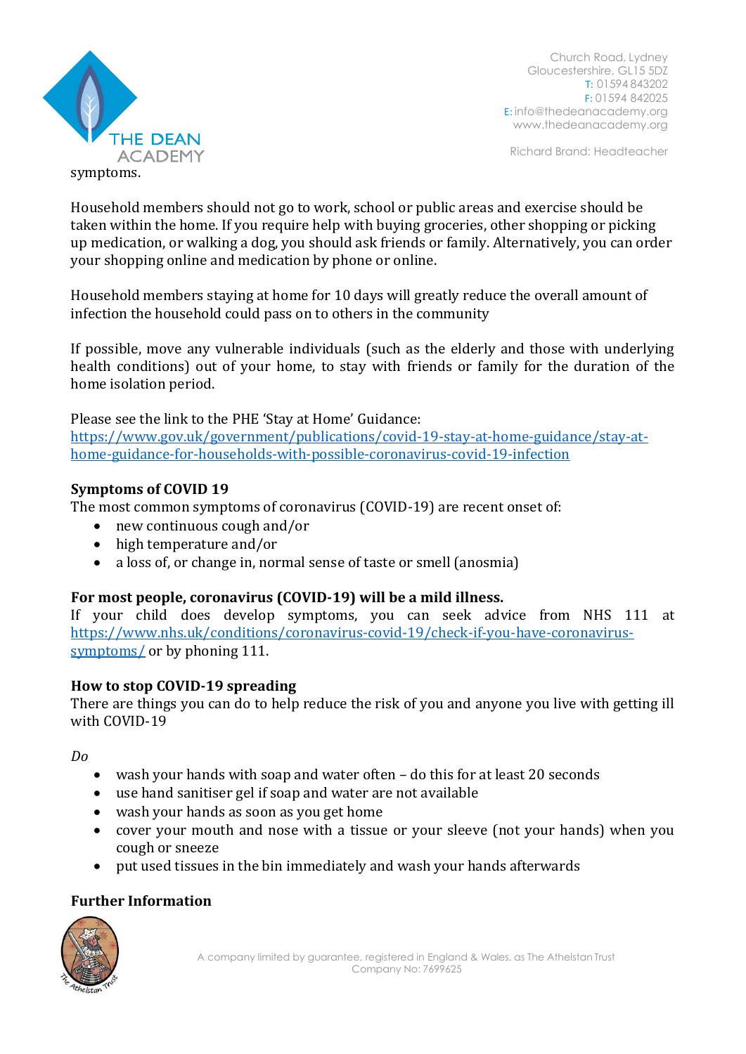symptoms.

Household members should not go to work, school or public areas and exercise should be taken within the home. If you require help with buying groceries, other shopping or picking up medication, or walking a dog, you should ask friends or family. Alternatively, you can order your shopping online and medication by phone or online.

Household members staying at home for 10 days will greatly reduce the overall amount of infection the household could pass on to others in the community

If possible, move any vulnerable individuals (such as the elderly and those with underlying health conditions) out of your home, to stay with friends or family for the duration of the home isolation period.

Please see the link to the PHE 'Stay at Home' Guidance:
[https://www.gov.uk/government/publications/covid-19-stay-at-home-guidance/stay-at-home-guidance-for-households-with-possible-coronavirus-covid-19-infection](https://www.gov.uk/government/publications/covid-19-stay-at-home-guidance/stay-at-home-guidance-for-households-with-possible-coronavirus-covid-19-infection)

**Symptoms of COVID 19**

The most common symptoms of coronavirus (COVID-19) are recent onset of:

- new continuous cough and/or
- high temperature and/or
- a loss of, or change in, normal sense of taste or smell (anosmia)

**For most people, coronavirus (COVID-19) will be a mild illness.**

If your child does develop symptoms, you can seek advice from NHS 111 at [https://www.nhs.uk/conditions/coronavirus-covid-19/check-if-you-have-coronavirus-symptoms/](https://www.nhs.uk/conditions/coronavirus-covid-19/check-if-you-have-coronavirus-symptoms/) or by phoning 111.

**How to stop COVID-19 spreading**

There are things you can do to help reduce the risk of you and anyone you live with getting ill with COVID-19

*Do*

- wash your hands with soap and water often – do this for at least 20 seconds
- use hand sanitiser gel if soap and water are not available
- wash your hands as soon as you get home
- cover your mouth and nose with a tissue or your sleeve (not your hands) when you cough or sneeze
- put used tissues in the bin immediately and wash your hands afterwards

**Further Information**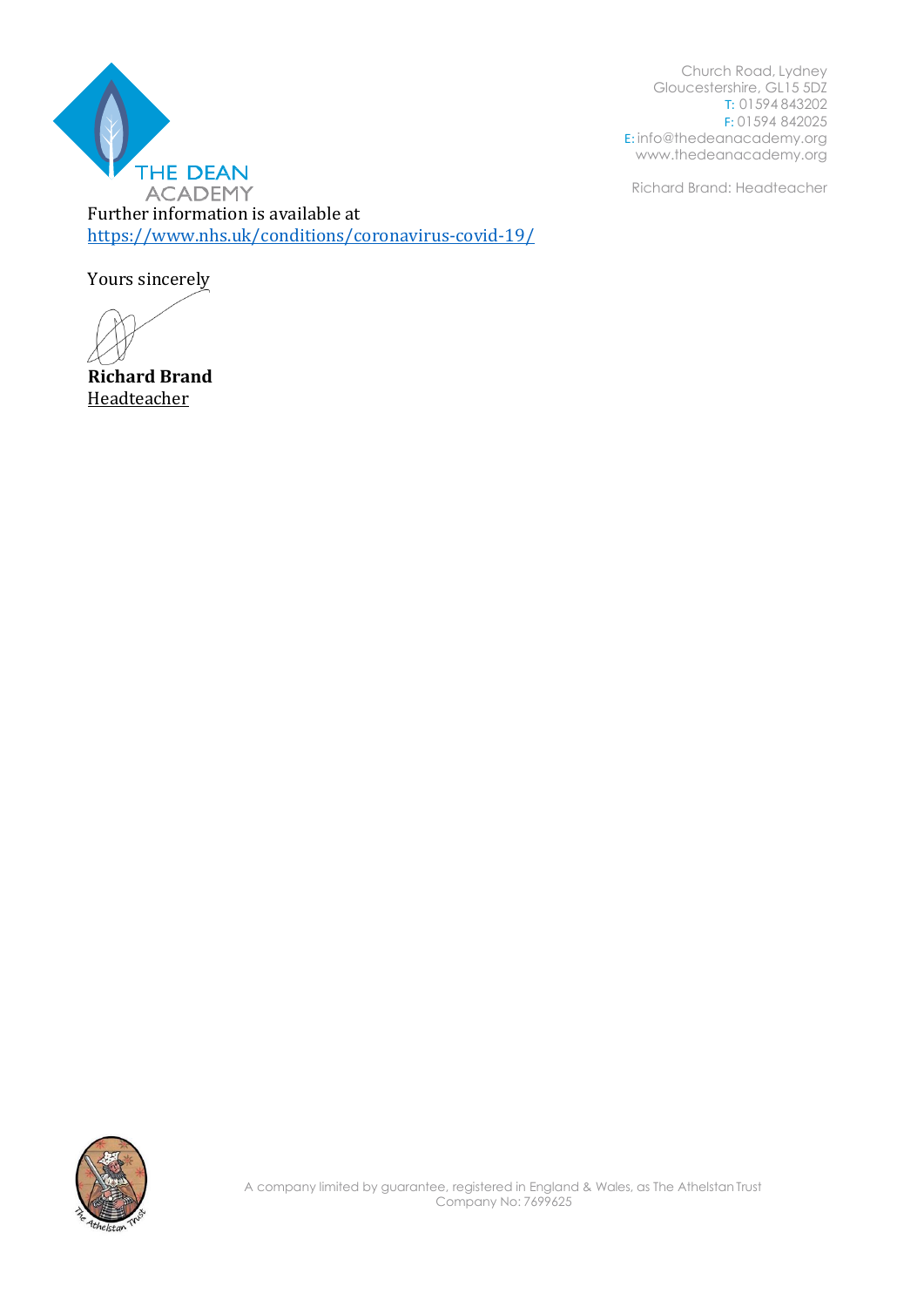Further information is available at
https://www.nhs.uk/conditions/coronavirus-covid-19/

Yours sincerely

**Richard Brand**
Headteacher